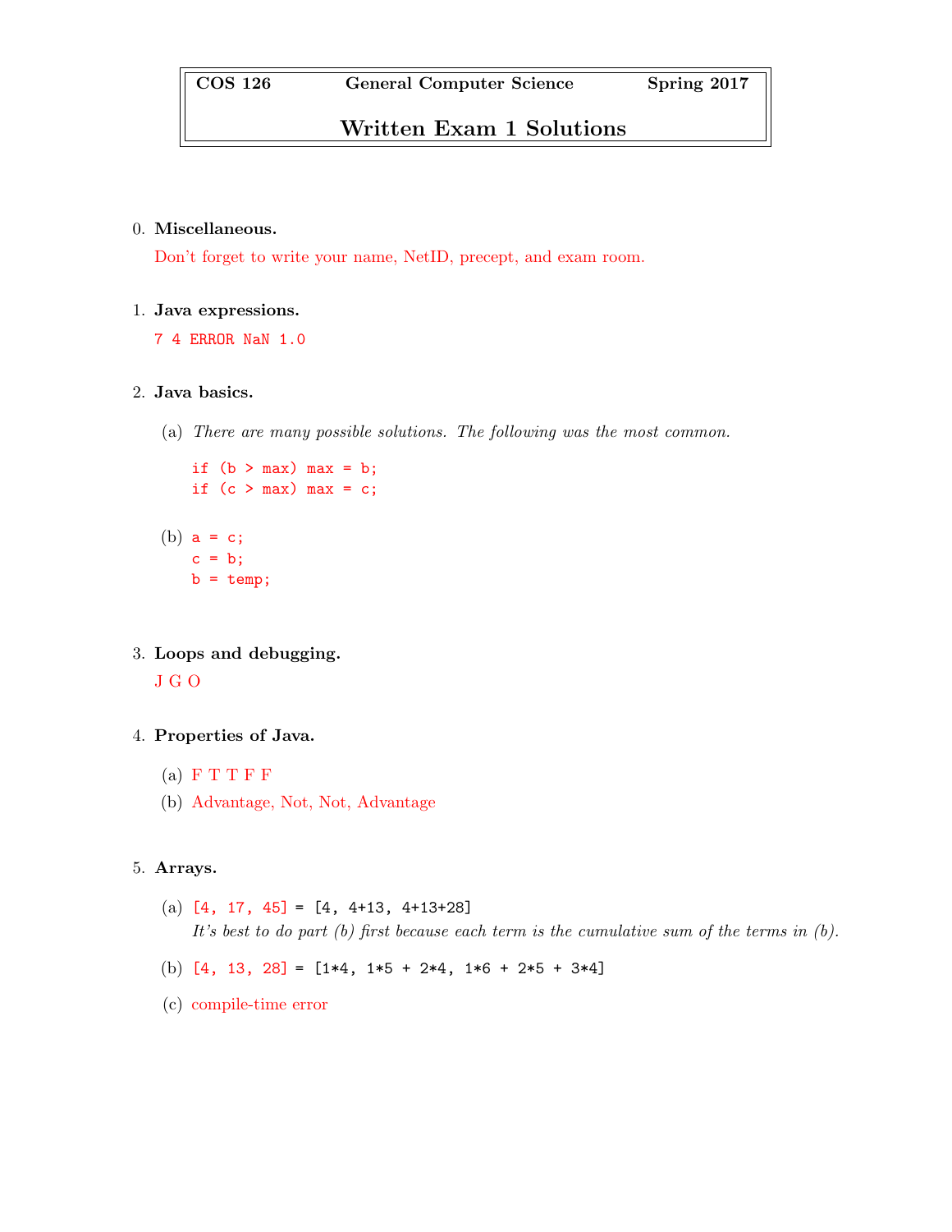# COS 126 General Computer Science Spring 2017

## Written Exam 1 Solutions

0. **Miscellaneous.**

   Don't forget to write your name, NetID, precept, and exam room.

1. **Java expressions.**

   `7 4 ERROR NaN 1.0`

2. **Java basics.**

   (a) *There are many possible solutions. The following was the most common.*

   ```
   if (b > max) max = b;
   if (c > max) max = c;
   ```

   (b)
   ```
   a = c;
   c = b;
   b = temp;
   ```

3. **Loops and debugging.**

   J G O

4. **Properties of Java.**

   (a) F T T F F

   (b) Advantage, Not, Not, Advantage

5. **Arrays.**

   (a) `[4, 17, 45] = [4, 4+13, 4+13+28]`

   *It's best to do part (b) first because each term is the cumulative sum of the terms in (b).*

   (b) `[4, 13, 28] = [1*4, 1*5 + 2*4, 1*6 + 2*5 + 3*4]`

   (c) compile-time error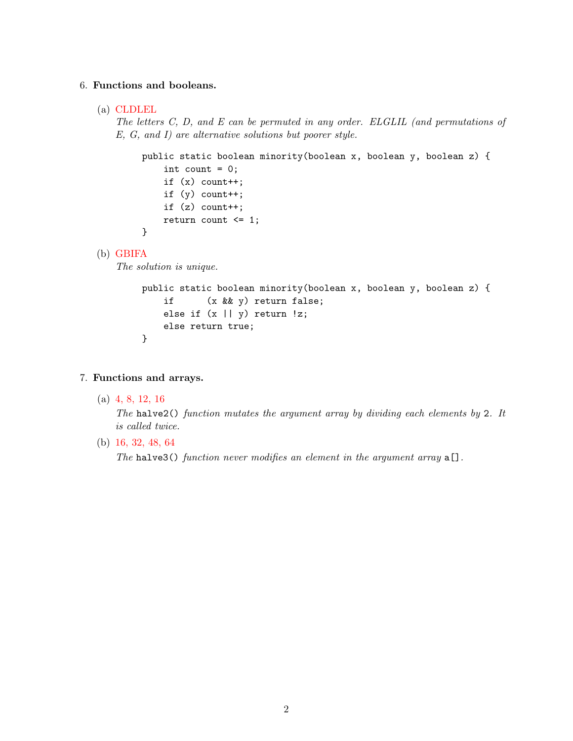6. **Functions and booleans.**

   (a) CLDLEL

   *The letters C, D, and E can be permuted in any order. ELGLIL (and permutations of E, G, and I) are alternative solutions but poorer style.*

   ```
   public static boolean minority(boolean x, boolean y, boolean z) {
       int count = 0;
       if (x) count++;
       if (y) count++;
       if (z) count++;
       return count <= 1;
   }
   ```

   (b) GBIFA

   *The solution is unique.*

   ```
   public static boolean minority(boolean x, boolean y, boolean z) {
       if      (x && y) return false;
       else if (x || y) return !z;
       else return true;
   }
   ```

7. **Functions and arrays.**

   (a) 4, 8, 12, 16

   *The* `halve2()` *function mutates the argument array by dividing each elements by* `2`*. It is called twice.*

   (b) 16, 32, 48, 64

   *The* `halve3()` *function never modifies an element in the argument array* `a[]`*.*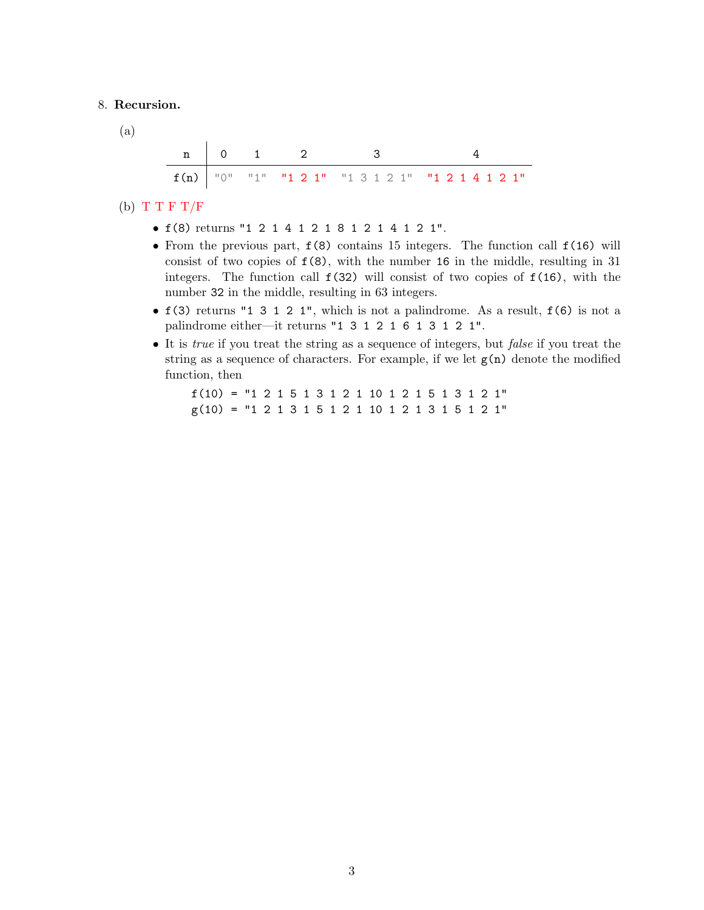8. **Recursion.**

(a)

| n | 0 | 1 | 2 | 3 | 4 |
|---|---|---|---|---|---|
| `f(n)` | "0" | "1" | "1 2 1" | "1 3 1 2 1" | "1 2 1 4 1 2 1" |

(b) T T F T/F

- `f(8)` returns `"1 2 1 4 1 2 1 8 1 2 1 4 1 2 1"`.
- From the previous part, `f(8)` contains 15 integers. The function call `f(16)` will consist of two copies of `f(8)`, with the number `16` in the middle, resulting in 31 integers. The function call `f(32)` will consist of two copies of `f(16)`, with the number `32` in the middle, resulting in 63 integers.
- `f(3)` returns `"1 3 1 2 1"`, which is not a palindrome. As a result, `f(6)` is not a palindrome either—it returns `"1 3 1 2 1 6 1 3 1 2 1"`.
- It is *true* if you treat the string as a sequence of integers, but *false* if you treat the string as a sequence of characters. For example, if we let `g(n)` denote the modified function, then

```
f(10) = "1 2 1 5 1 3 1 2 1 10 1 2 1 5 1 3 1 2 1"
g(10) = "1 2 1 3 1 5 1 2 1 10 1 2 1 3 1 5 1 2 1"
```